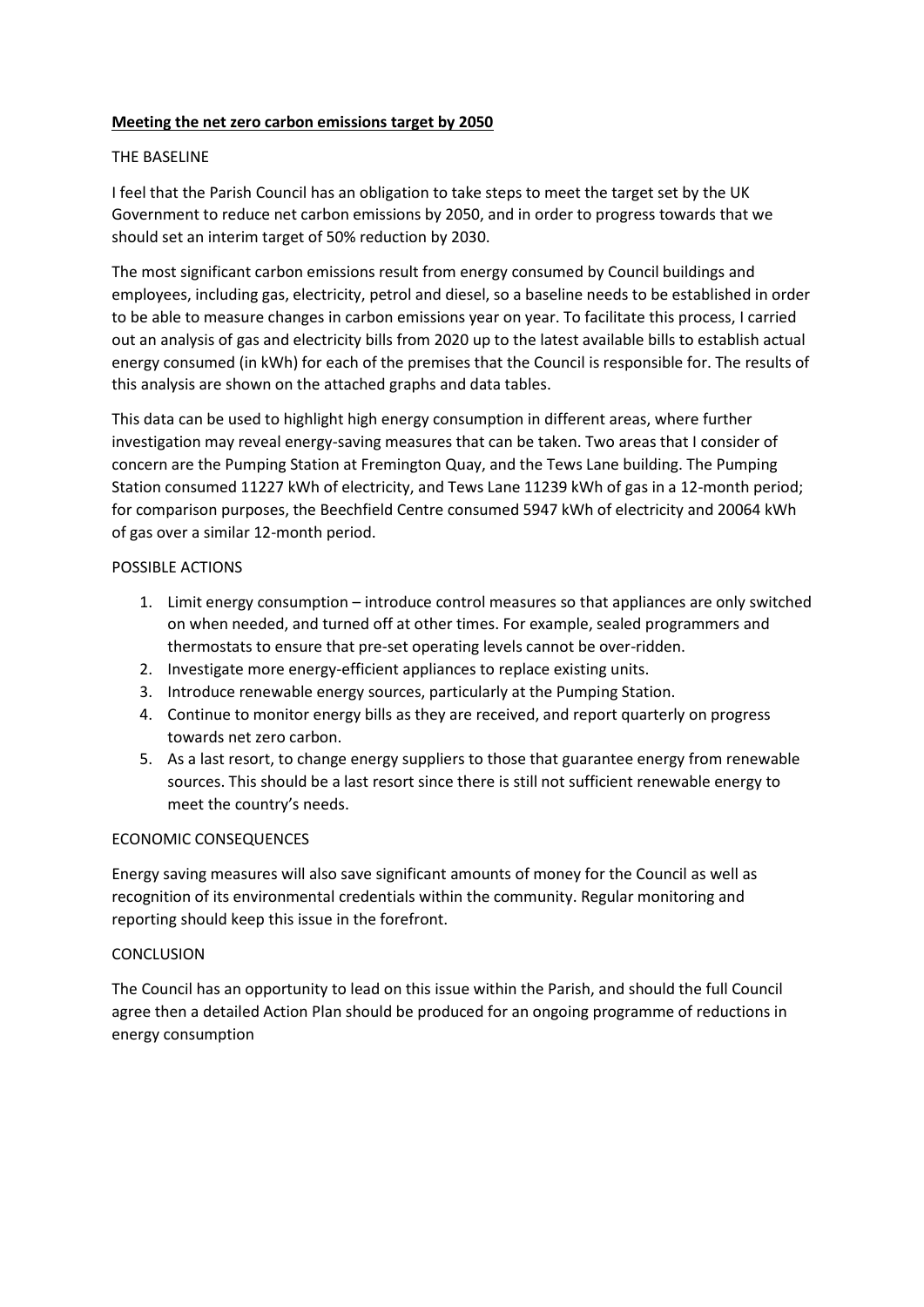# **Meeting the net zero carbon emissions target by 2050**

THE BASELINE

I feel that the Parish Council has an obligation to take steps to meet the target set by the UK Government to reduce net carbon emissions by 2050, and in order to progress towards that we should set an interim target of 50% reduction by 2030.

The most significant carbon emissions result from energy consumed by Council buildings and employees, including gas, electricity, petrol and diesel, so a baseline needs to be established in order to be able to measure changes in carbon emissions year on year. To facilitate this process, I carried out an analysis of gas and electricity bills from 2020 up to the latest available bills to establish actual energy consumed (in kWh) for each of the premises that the Council is responsible for. The results of this analysis are shown on the attached graphs and data tables.

This data can be used to highlight high energy consumption in different areas, where further investigation may reveal energy-saving measures that can be taken. Two areas that I consider of concern are the Pumping Station at Fremington Quay, and the Tews Lane building. The Pumping Station consumed 11227 kWh of electricity, and Tews Lane 11239 kWh of gas in a 12-month period; for comparison purposes, the Beechfield Centre consumed 5947 kWh of electricity and 20064 kWh of gas over a similar 12-month period.

POSSIBLE ACTIONS

1. Limit energy consumption – introduce control measures so that appliances are only switched on when needed, and turned off at other times. For example, sealed programmers and thermostats to ensure that pre-set operating levels cannot be over-ridden.
2. Investigate more energy-efficient appliances to replace existing units.
3. Introduce renewable energy sources, particularly at the Pumping Station.
4. Continue to monitor energy bills as they are received, and report quarterly on progress towards net zero carbon.
5. As a last resort, to change energy suppliers to those that guarantee energy from renewable sources. This should be a last resort since there is still not sufficient renewable energy to meet the country's needs.

ECONOMIC CONSEQUENCES

Energy saving measures will also save significant amounts of money for the Council as well as recognition of its environmental credentials within the community. Regular monitoring and reporting should keep this issue in the forefront.

CONCLUSION

The Council has an opportunity to lead on this issue within the Parish, and should the full Council agree then a detailed Action Plan should be produced for an ongoing programme of reductions in energy consumption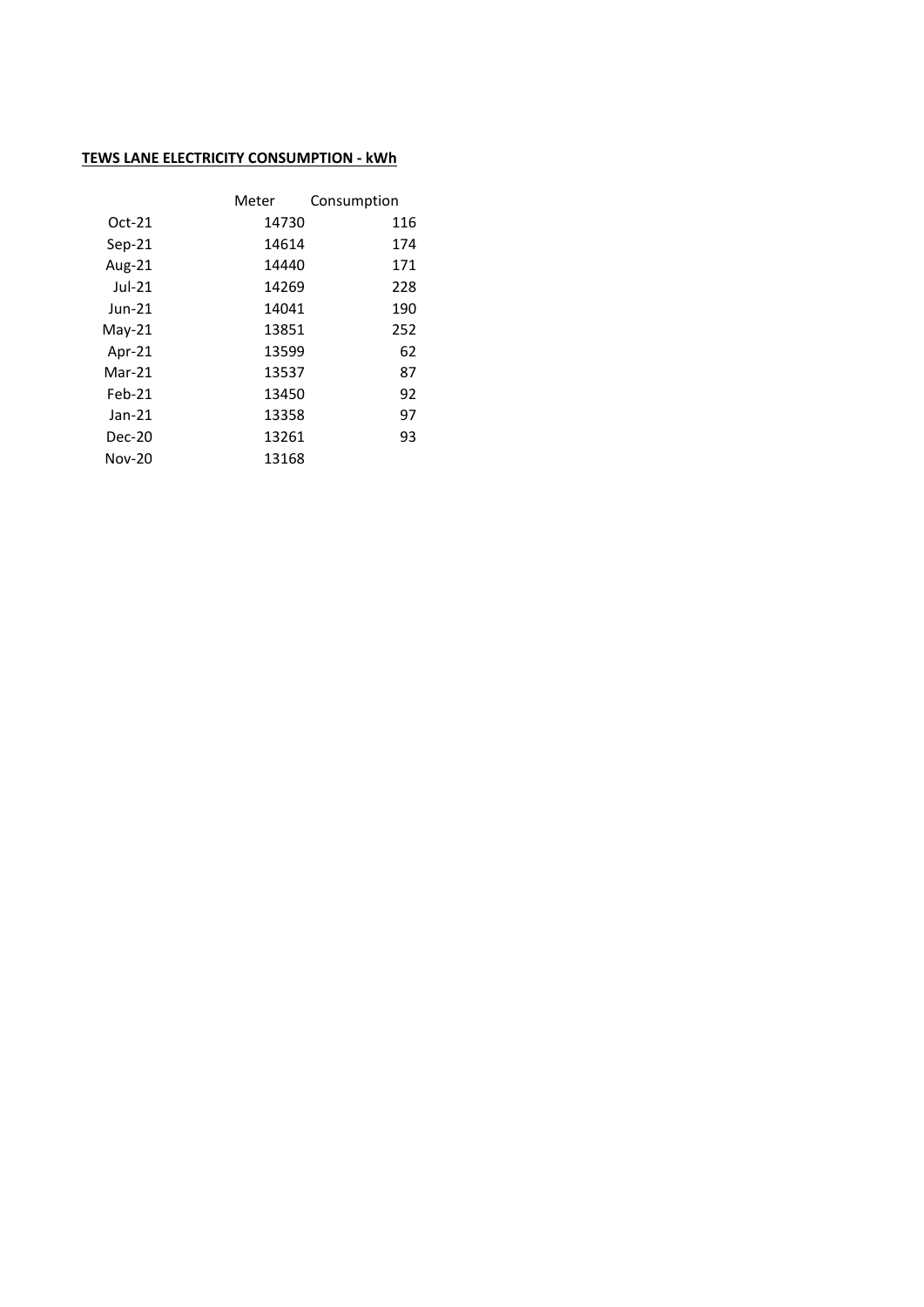**TEWS LANE ELECTRICITY CONSUMPTION - kWh**

| | Meter | Consumption |
|---|---|---|
| Oct-21 | 14730 | 116 |
| Sep-21 | 14614 | 174 |
| Aug-21 | 14440 | 171 |
| Jul-21 | 14269 | 228 |
| Jun-21 | 14041 | 190 |
| May-21 | 13851 | 252 |
| Apr-21 | 13599 | 62 |
| Mar-21 | 13537 | 87 |
| Feb-21 | 13450 | 92 |
| Jan-21 | 13358 | 97 |
| Dec-20 | 13261 | 93 |
| Nov-20 | 13168 | |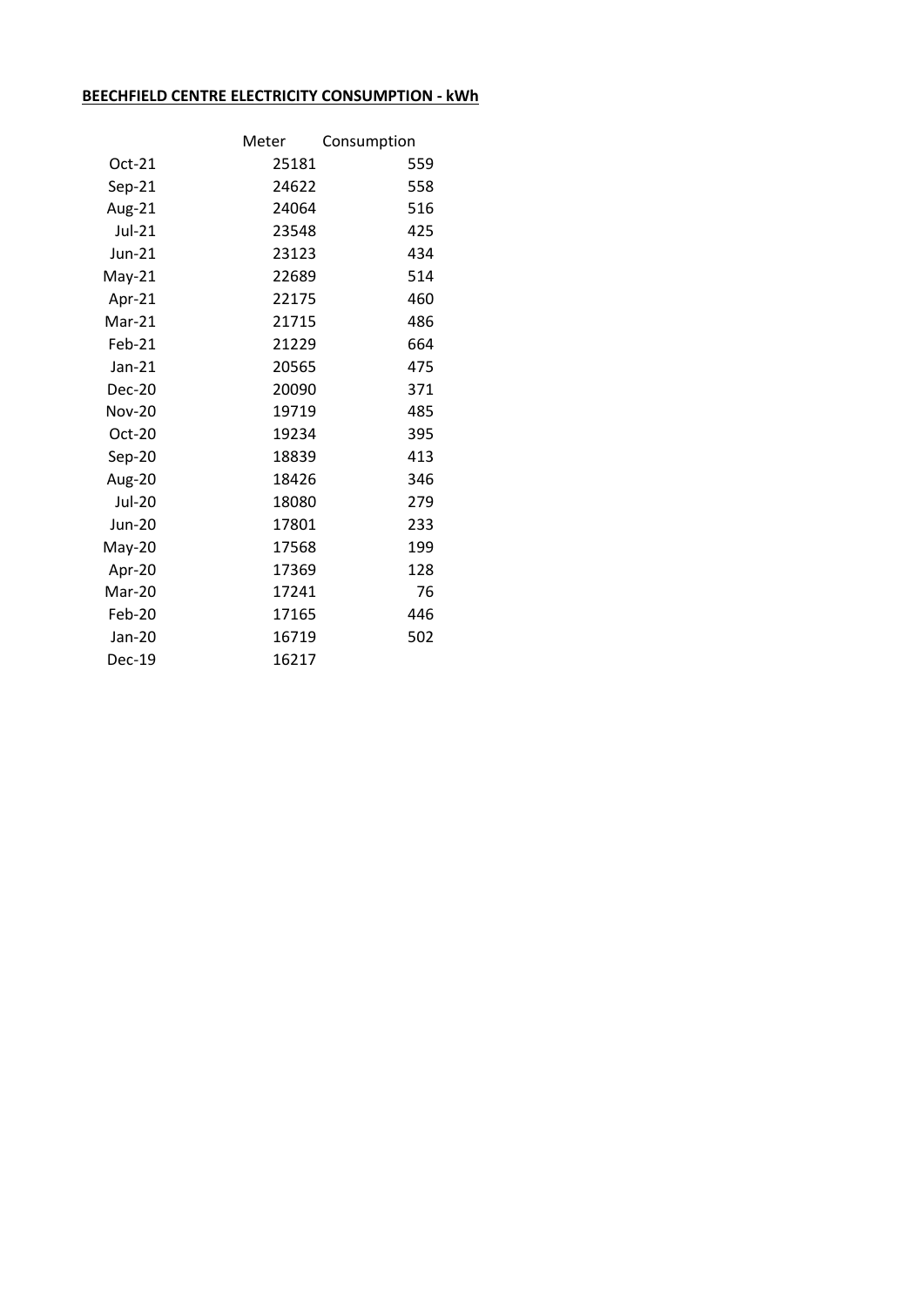**BEECHFIELD CENTRE ELECTRICITY CONSUMPTION - kWh**

| | Meter | Consumption |
|---|---|---|
| Oct-21 | 25181 | 559 |
| Sep-21 | 24622 | 558 |
| Aug-21 | 24064 | 516 |
| Jul-21 | 23548 | 425 |
| Jun-21 | 23123 | 434 |
| May-21 | 22689 | 514 |
| Apr-21 | 22175 | 460 |
| Mar-21 | 21715 | 486 |
| Feb-21 | 21229 | 664 |
| Jan-21 | 20565 | 475 |
| Dec-20 | 20090 | 371 |
| Nov-20 | 19719 | 485 |
| Oct-20 | 19234 | 395 |
| Sep-20 | 18839 | 413 |
| Aug-20 | 18426 | 346 |
| Jul-20 | 18080 | 279 |
| Jun-20 | 17801 | 233 |
| May-20 | 17568 | 199 |
| Apr-20 | 17369 | 128 |
| Mar-20 | 17241 | 76 |
| Feb-20 | 17165 | 446 |
| Jan-20 | 16719 | 502 |
| Dec-19 | 16217 | |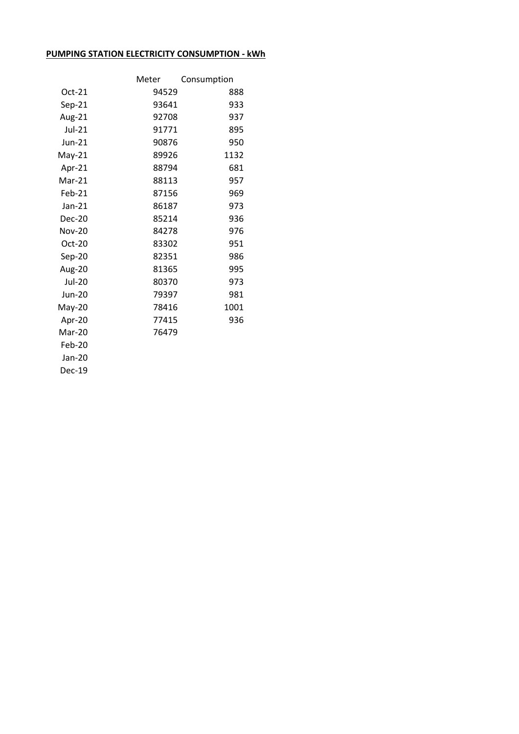**PUMPING STATION ELECTRICITY CONSUMPTION - kWh**

| | Meter | Consumption |
|---|---|---|
| Oct-21 | 94529 | 888 |
| Sep-21 | 93641 | 933 |
| Aug-21 | 92708 | 937 |
| Jul-21 | 91771 | 895 |
| Jun-21 | 90876 | 950 |
| May-21 | 89926 | 1132 |
| Apr-21 | 88794 | 681 |
| Mar-21 | 88113 | 957 |
| Feb-21 | 87156 | 969 |
| Jan-21 | 86187 | 973 |
| Dec-20 | 85214 | 936 |
| Nov-20 | 84278 | 976 |
| Oct-20 | 83302 | 951 |
| Sep-20 | 82351 | 986 |
| Aug-20 | 81365 | 995 |
| Jul-20 | 80370 | 973 |
| Jun-20 | 79397 | 981 |
| May-20 | 78416 | 1001 |
| Apr-20 | 77415 | 936 |
| Mar-20 | 76479 | |
| Feb-20 | | |
| Jan-20 | | |
| Dec-19 | | |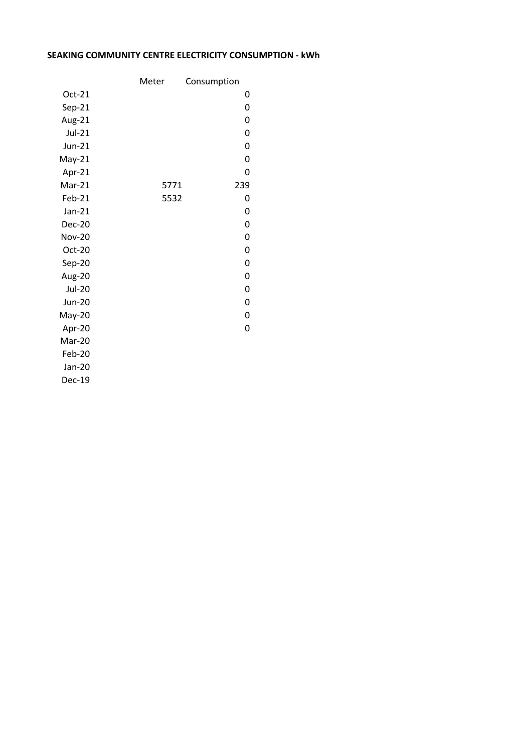**SEAKING COMMUNITY CENTRE ELECTRICITY CONSUMPTION - kWh**

| | Meter | Consumption |
|---|---|---|
| Oct-21 | | 0 |
| Sep-21 | | 0 |
| Aug-21 | | 0 |
| Jul-21 | | 0 |
| Jun-21 | | 0 |
| May-21 | | 0 |
| Apr-21 | | 0 |
| Mar-21 | 5771 | 239 |
| Feb-21 | 5532 | 0 |
| Jan-21 | | 0 |
| Dec-20 | | 0 |
| Nov-20 | | 0 |
| Oct-20 | | 0 |
| Sep-20 | | 0 |
| Aug-20 | | 0 |
| Jul-20 | | 0 |
| Jun-20 | | 0 |
| May-20 | | 0 |
| Apr-20 | | 0 |
| Mar-20 | | |
| Feb-20 | | |
| Jan-20 | | |
| Dec-19 | | |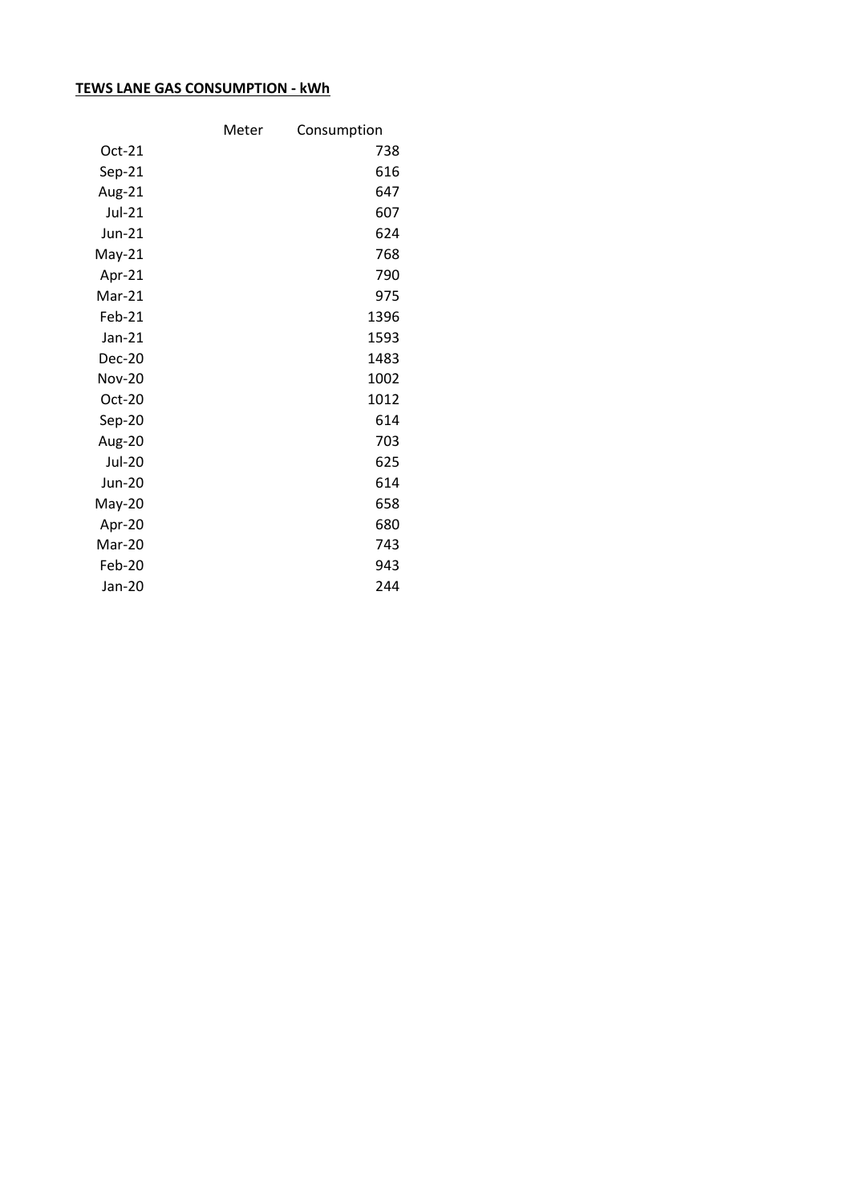**TEWS LANE GAS CONSUMPTION - kWh**

| | Meter | Consumption |
|---|---|---|
| Oct-21 | | 738 |
| Sep-21 | | 616 |
| Aug-21 | | 647 |
| Jul-21 | | 607 |
| Jun-21 | | 624 |
| May-21 | | 768 |
| Apr-21 | | 790 |
| Mar-21 | | 975 |
| Feb-21 | | 1396 |
| Jan-21 | | 1593 |
| Dec-20 | | 1483 |
| Nov-20 | | 1002 |
| Oct-20 | | 1012 |
| Sep-20 | | 614 |
| Aug-20 | | 703 |
| Jul-20 | | 625 |
| Jun-20 | | 614 |
| May-20 | | 658 |
| Apr-20 | | 680 |
| Mar-20 | | 743 |
| Feb-20 | | 943 |
| Jan-20 | | 244 |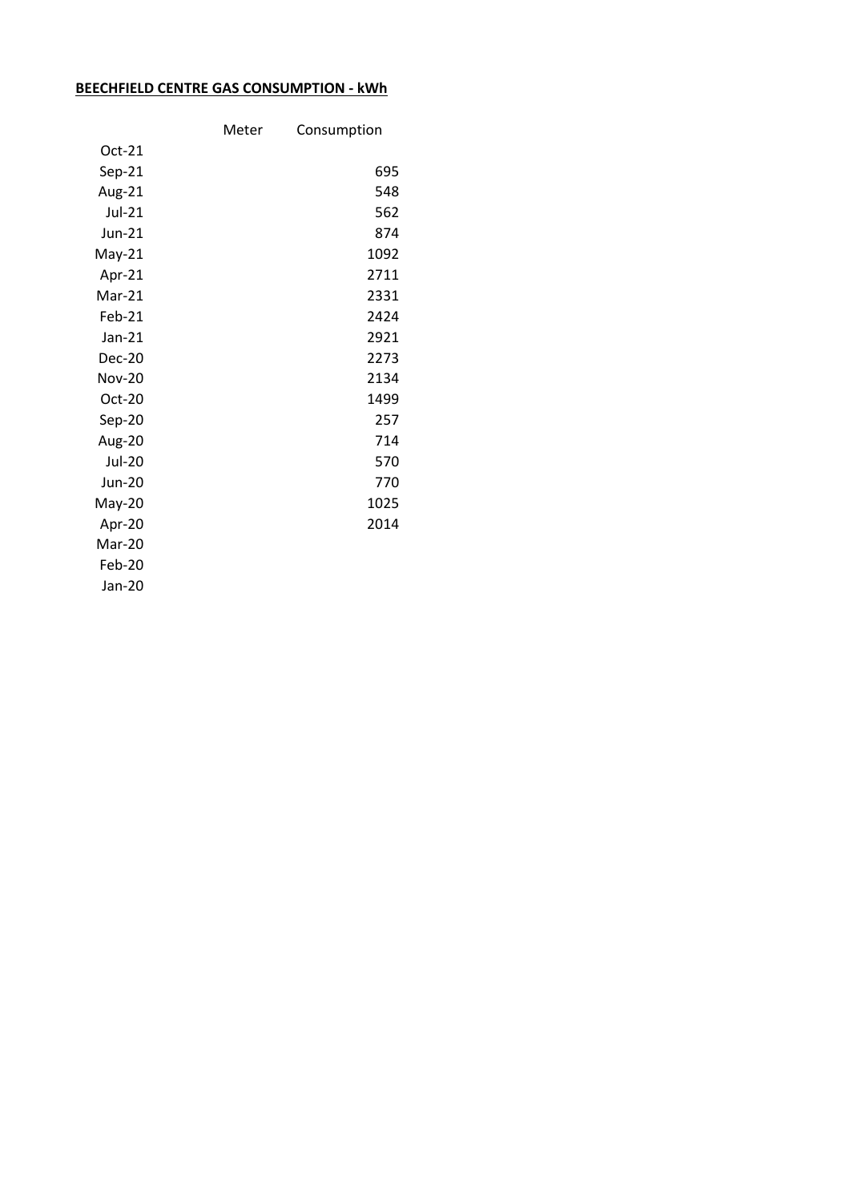**BEECHFIELD CENTRE GAS CONSUMPTION - kWh**

| | Meter | Consumption |
|---|---|---|
| Oct-21 | | |
| Sep-21 | | 695 |
| Aug-21 | | 548 |
| Jul-21 | | 562 |
| Jun-21 | | 874 |
| May-21 | | 1092 |
| Apr-21 | | 2711 |
| Mar-21 | | 2331 |
| Feb-21 | | 2424 |
| Jan-21 | | 2921 |
| Dec-20 | | 2273 |
| Nov-20 | | 2134 |
| Oct-20 | | 1499 |
| Sep-20 | | 257 |
| Aug-20 | | 714 |
| Jul-20 | | 570 |
| Jun-20 | | 770 |
| May-20 | | 1025 |
| Apr-20 | | 2014 |
| Mar-20 | | |
| Feb-20 | | |
| Jan-20 | | |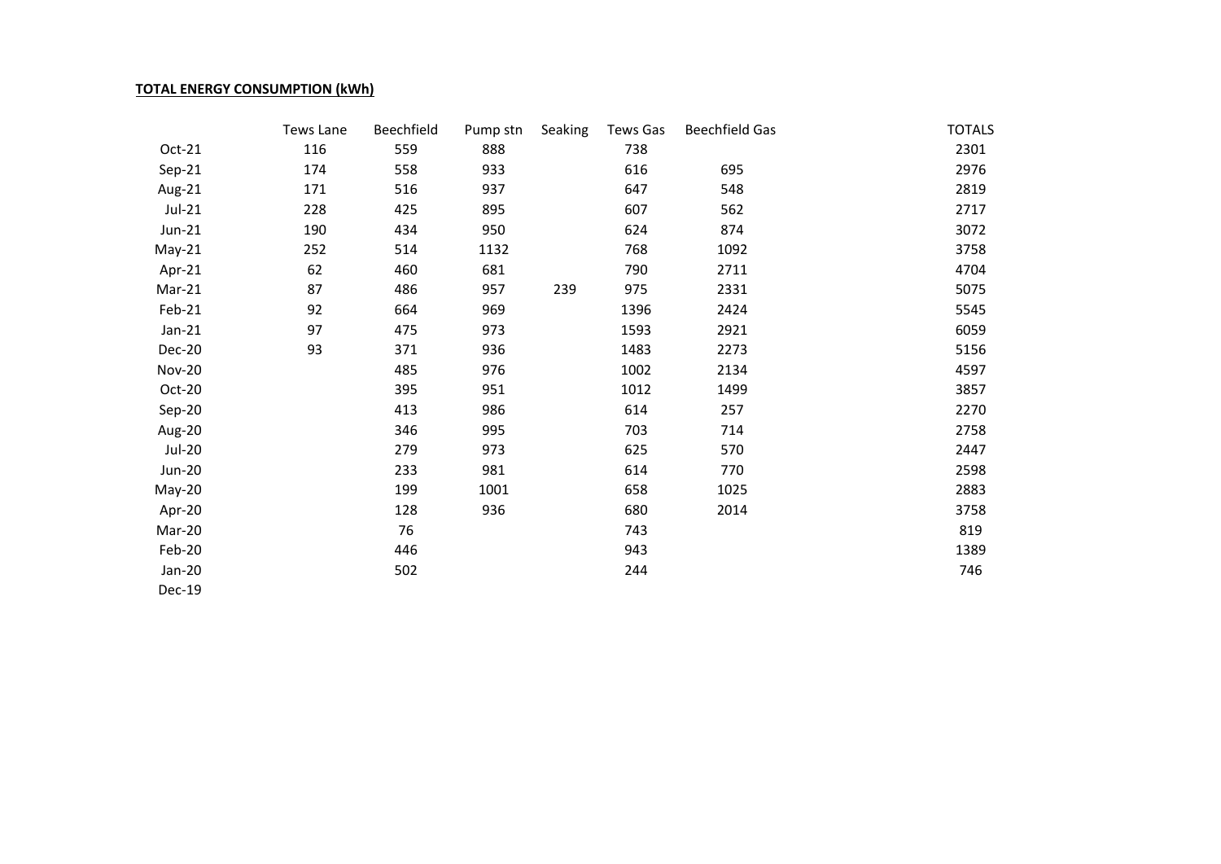**TOTAL ENERGY CONSUMPTION (kWh)**

| | Tews Lane | Beechfield | Pump stn | Seaking | Tews Gas | Beechfield Gas | TOTALS |
|---|---|---|---|---|---|---|---|
| Oct-21 | 116 | 559 | 888 | | 738 | | 2301 |
| Sep-21 | 174 | 558 | 933 | | 616 | 695 | 2976 |
| Aug-21 | 171 | 516 | 937 | | 647 | 548 | 2819 |
| Jul-21 | 228 | 425 | 895 | | 607 | 562 | 2717 |
| Jun-21 | 190 | 434 | 950 | | 624 | 874 | 3072 |
| May-21 | 252 | 514 | 1132 | | 768 | 1092 | 3758 |
| Apr-21 | 62 | 460 | 681 | | 790 | 2711 | 4704 |
| Mar-21 | 87 | 486 | 957 | 239 | 975 | 2331 | 5075 |
| Feb-21 | 92 | 664 | 969 | | 1396 | 2424 | 5545 |
| Jan-21 | 97 | 475 | 973 | | 1593 | 2921 | 6059 |
| Dec-20 | 93 | 371 | 936 | | 1483 | 2273 | 5156 |
| Nov-20 | | 485 | 976 | | 1002 | 2134 | 4597 |
| Oct-20 | | 395 | 951 | | 1012 | 1499 | 3857 |
| Sep-20 | | 413 | 986 | | 614 | 257 | 2270 |
| Aug-20 | | 346 | 995 | | 703 | 714 | 2758 |
| Jul-20 | | 279 | 973 | | 625 | 570 | 2447 |
| Jun-20 | | 233 | 981 | | 614 | 770 | 2598 |
| May-20 | | 199 | 1001 | | 658 | 1025 | 2883 |
| Apr-20 | | 128 | 936 | | 680 | 2014 | 3758 |
| Mar-20 | | 76 | | | 743 | | 819 |
| Feb-20 | | 446 | | | 943 | | 1389 |
| Jan-20 | | 502 | | | 244 | | 746 |
| Dec-19 | | | | | | | |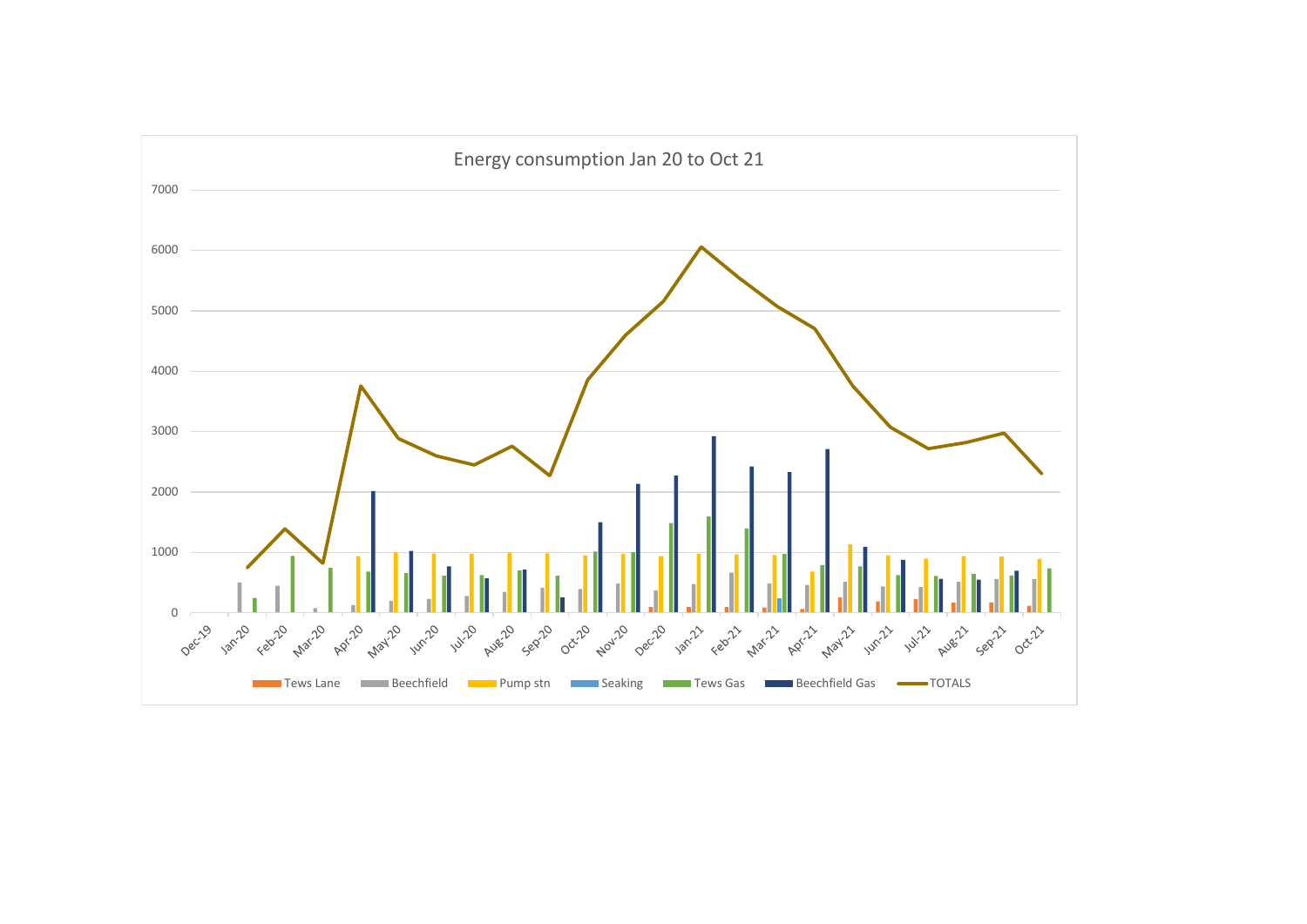Energy consumption Jan 20 to Oct 21

7000

6000

5000

4000

3000

2000

1000

0

Dec-19 Jan-20 Feb-20 Mar-20 Apr-20 May-20 Jun-20 Jul-20 Aug-20 Sep-20 Oct-20 Nov-20 Dec-20 Jan-21 Feb-21 Mar-21 Apr-21 May-21 Jun-21 Jul-21 Aug-21 Sep-21 Oct-21

Tews Lane Beechfield Pump stn Seaking Tews Gas Beechfield Gas TOTALS